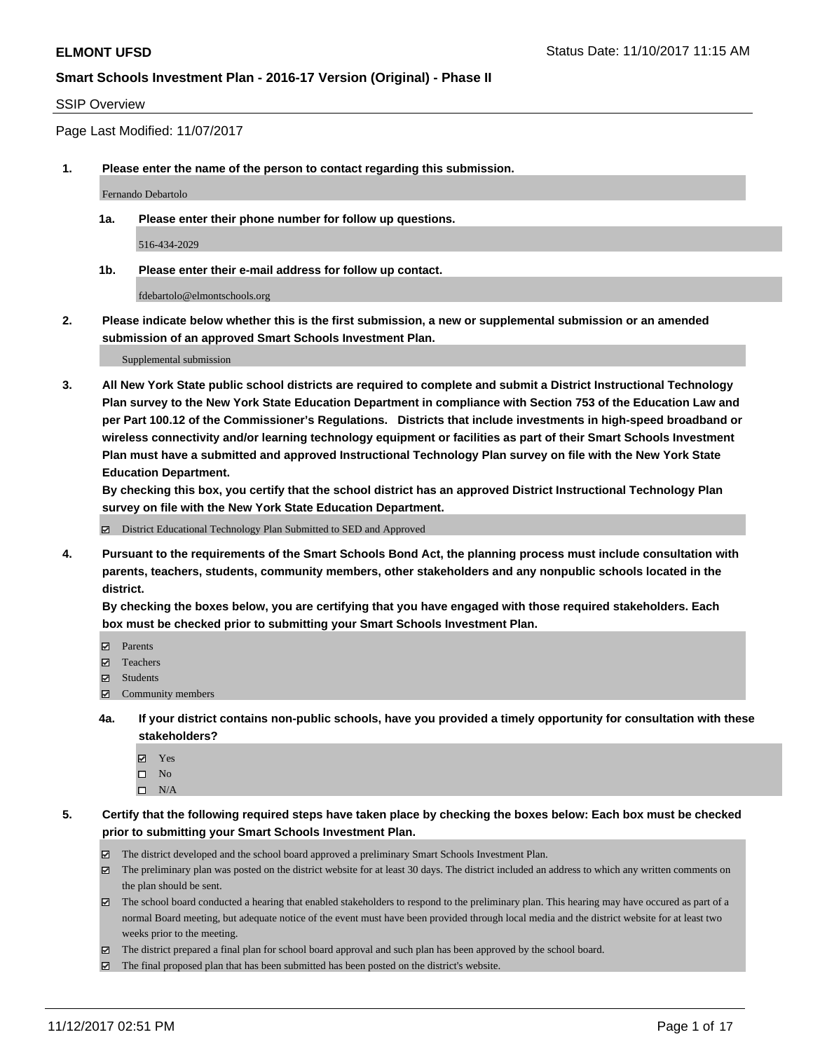**ELMONT UFSD**

**Smart Schools Investment Plan - 2016-17 Version (Original) - Phase II**

SSIP Overview

Page Last Modified: 11/07/2017

**1. Please enter the name of the person to contact regarding this submission.**

Fernando Debartolo

**1a. Please enter their phone number for follow up questions.**

516-434-2029

**1b. Please enter their e-mail address for follow up contact.**

fdebartolo@elmontschools.org

**2. Please indicate below whether this is the first submission, a new or supplemental submission or an amended submission of an approved Smart Schools Investment Plan.**

Supplemental submission

**3. All New York State public school districts are required to complete and submit a District Instructional Technology Plan survey to the New York State Education Department in compliance with Section 753 of the Education Law and per Part 100.12 of the Commissioner's Regulations. Districts that include investments in high-speed broadband or wireless connectivity and/or learning technology equipment or facilities as part of their Smart Schools Investment Plan must have a submitted and approved Instructional Technology Plan survey on file with the New York State Education Department.**
**By checking this box, you certify that the school district has an approved District Instructional Technology Plan survey on file with the New York State Education Department.**

- [x] District Educational Technology Plan Submitted to SED and Approved

**4. Pursuant to the requirements of the Smart Schools Bond Act, the planning process must include consultation with parents, teachers, students, community members, other stakeholders and any nonpublic schools located in the district.**
**By checking the boxes below, you are certifying that you have engaged with those required stakeholders. Each box must be checked prior to submitting your Smart Schools Investment Plan.**

- [x] Parents
- [x] Teachers
- [x] Students
- [x] Community members

**4a. If your district contains non-public schools, have you provided a timely opportunity for consultation with these stakeholders?**

- [x] Yes
- [ ] No
- [ ] N/A

**5. Certify that the following required steps have taken place by checking the boxes below: Each box must be checked prior to submitting your Smart Schools Investment Plan.**

- [x] The district developed and the school board approved a preliminary Smart Schools Investment Plan.
- [x] The preliminary plan was posted on the district website for at least 30 days. The district included an address to which any written comments on the plan should be sent.
- [x] The school board conducted a hearing that enabled stakeholders to respond to the preliminary plan. This hearing may have occured as part of a normal Board meeting, but adequate notice of the event must have been provided through local media and the district website for at least two weeks prior to the meeting.
- [x] The district prepared a final plan for school board approval and such plan has been approved by the school board.
- [x] The final proposed plan that has been submitted has been posted on the district's website.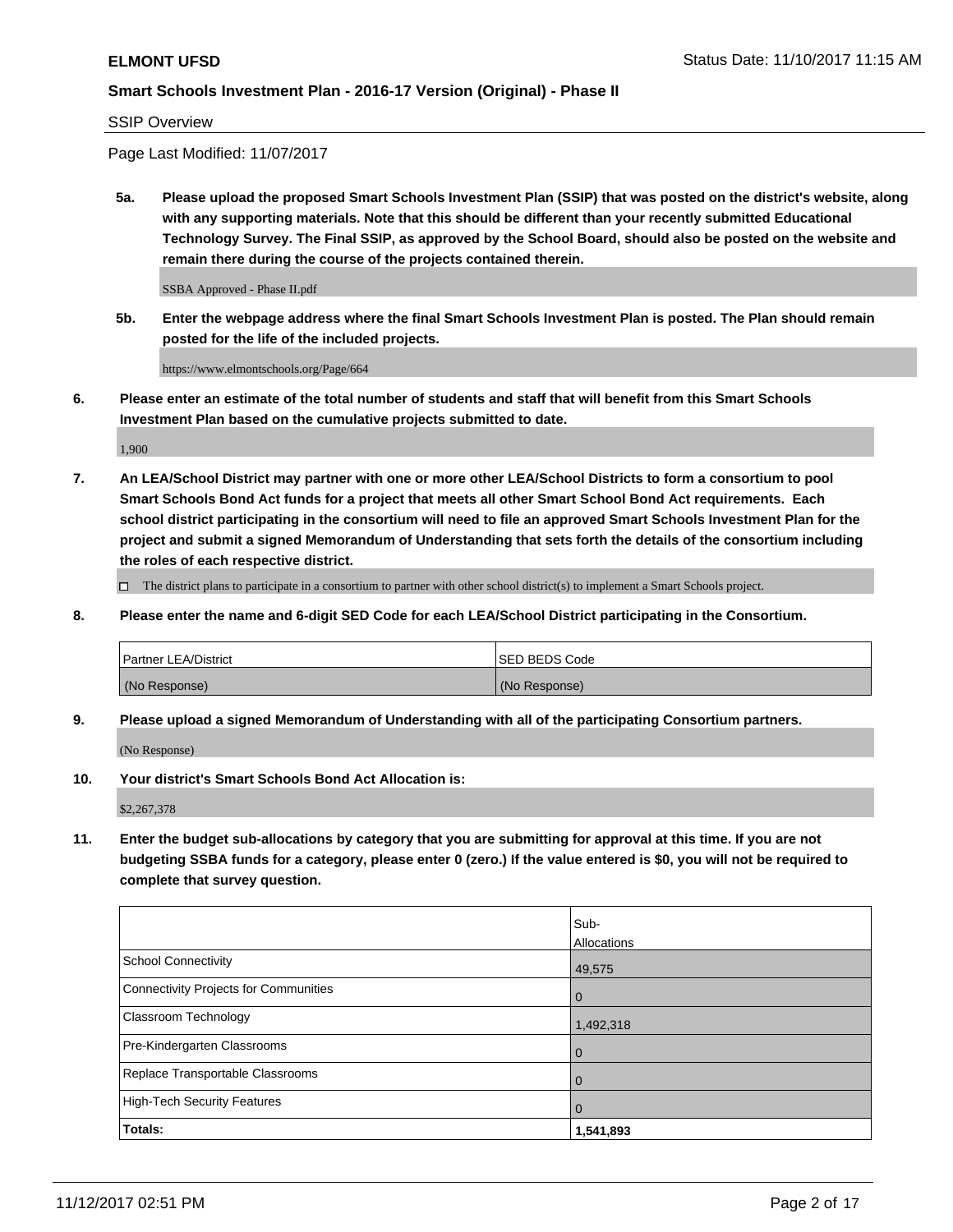SSIP Overview

Page Last Modified: 11/07/2017

**5a. Please upload the proposed Smart Schools Investment Plan (SSIP) that was posted on the district's website, along with any supporting materials. Note that this should be different than your recently submitted Educational Technology Survey. The Final SSIP, as approved by the School Board, should also be posted on the website and remain there during the course of the projects contained therein.**

SSBA Approved - Phase II.pdf

**5b. Enter the webpage address where the final Smart Schools Investment Plan is posted. The Plan should remain posted for the life of the included projects.**

https://www.elmontschools.org/Page/664

**6. Please enter an estimate of the total number of students and staff that will benefit from this Smart Schools Investment Plan based on the cumulative projects submitted to date.**

1,900

**7. An LEA/School District may partner with one or more other LEA/School Districts to form a consortium to pool Smart Schools Bond Act funds for a project that meets all other Smart School Bond Act requirements. Each school district participating in the consortium will need to file an approved Smart Schools Investment Plan for the project and submit a signed Memorandum of Understanding that sets forth the details of the consortium including the roles of each respective district.**

☐ The district plans to participate in a consortium to partner with other school district(s) to implement a Smart Schools project.

**8. Please enter the name and 6-digit SED Code for each LEA/School District participating in the Consortium.**

| Partner LEA/District | SED BEDS Code |
|---|---|
| (No Response) | (No Response) |

**9. Please upload a signed Memorandum of Understanding with all of the participating Consortium partners.**

(No Response)

**10. Your district's Smart Schools Bond Act Allocation is:**

$2,267,378

**11. Enter the budget sub-allocations by category that you are submitting for approval at this time. If you are not budgeting SSBA funds for a category, please enter 0 (zero.) If the value entered is $0, you will not be required to complete that survey question.**

| | Sub-Allocations |
|---|---|
| School Connectivity | 49,575 |
| Connectivity Projects for Communities | 0 |
| Classroom Technology | 1,492,318 |
| Pre-Kindergarten Classrooms | 0 |
| Replace Transportable Classrooms | 0 |
| High-Tech Security Features | 0 |
| **Totals:** | **1,541,893** |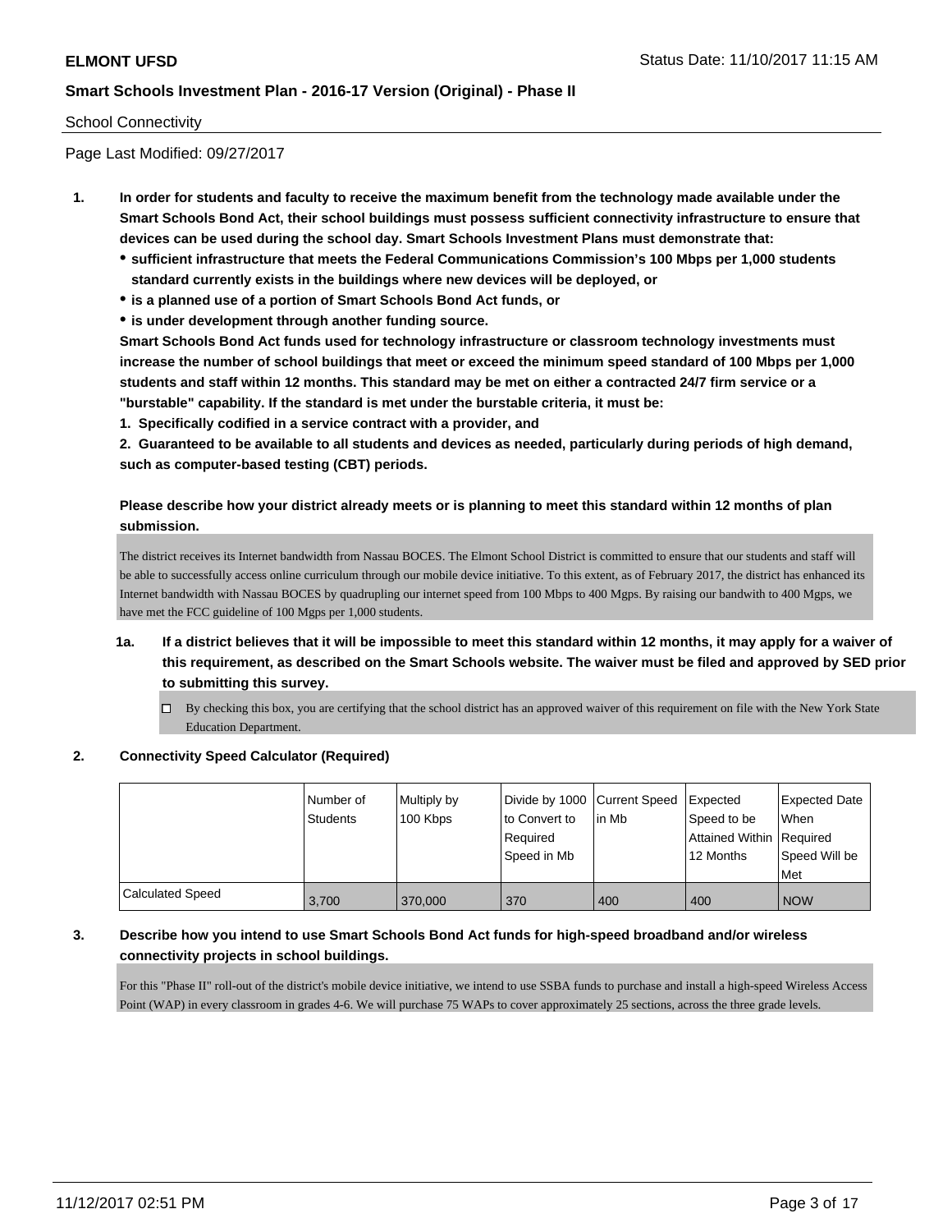School Connectivity

Page Last Modified: 09/27/2017

1. **In order for students and faculty to receive the maximum benefit from the technology made available under the Smart Schools Bond Act, their school buildings must possess sufficient connectivity infrastructure to ensure that devices can be used during the school day. Smart Schools Investment Plans must demonstrate that:**
   - **sufficient infrastructure that meets the Federal Communications Commission's 100 Mbps per 1,000 students standard currently exists in the buildings where new devices will be deployed, or**
   - **is a planned use of a portion of Smart Schools Bond Act funds, or**
   - **is under development through another funding source.**

   **Smart Schools Bond Act funds used for technology infrastructure or classroom technology investments must increase the number of school buildings that meet or exceed the minimum speed standard of 100 Mbps per 1,000 students and staff within 12 months. This standard may be met on either a contracted 24/7 firm service or a "burstable" capability. If the standard is met under the burstable criteria, it must be:**

   **1. Specifically codified in a service contract with a provider, and**

   **2. Guaranteed to be available to all students and devices as needed, particularly during periods of high demand, such as computer-based testing (CBT) periods.**

   **Please describe how your district already meets or is planning to meet this standard within 12 months of plan submission.**

   The district receives its Internet bandwidth from Nassau BOCES. The Elmont School District is committed to ensure that our students and staff will be able to successfully access online curriculum through our mobile device initiative. To this extent, as of February 2017, the district has enhanced its Internet bandwidth with Nassau BOCES by quadrupling our internet speed from 100 Mbps to 400 Mgps. By raising our bandwith to 400 Mgps, we have met the FCC guideline of 100 Mgps per 1,000 students.

   1a. **If a district believes that it will be impossible to meet this standard within 12 months, it may apply for a waiver of this requirement, as described on the Smart Schools website. The waiver must be filed and approved by SED prior to submitting this survey.**

   ☐ By checking this box, you are certifying that the school district has an approved waiver of this requirement on file with the New York State Education Department.

2. **Connectivity Speed Calculator (Required)**

| | Number of Students | Multiply by 100 Kbps | Divide by 1000 to Convert to Required Speed in Mb | Current Speed in Mb | Expected Speed to be Attained Within 12 Months | Expected Date When Required Speed Will be Met |
|---|---|---|---|---|---|---|
| Calculated Speed | 3,700 | 370,000 | 370 | 400 | 400 | NOW |

3. **Describe how you intend to use Smart Schools Bond Act funds for high-speed broadband and/or wireless connectivity projects in school buildings.**

   For this "Phase II" roll-out of the district's mobile device initiative, we intend to use SSBA funds to purchase and install a high-speed Wireless Access Point (WAP) in every classroom in grades 4-6. We will purchase 75 WAPs to cover approximately 25 sections, across the three grade levels.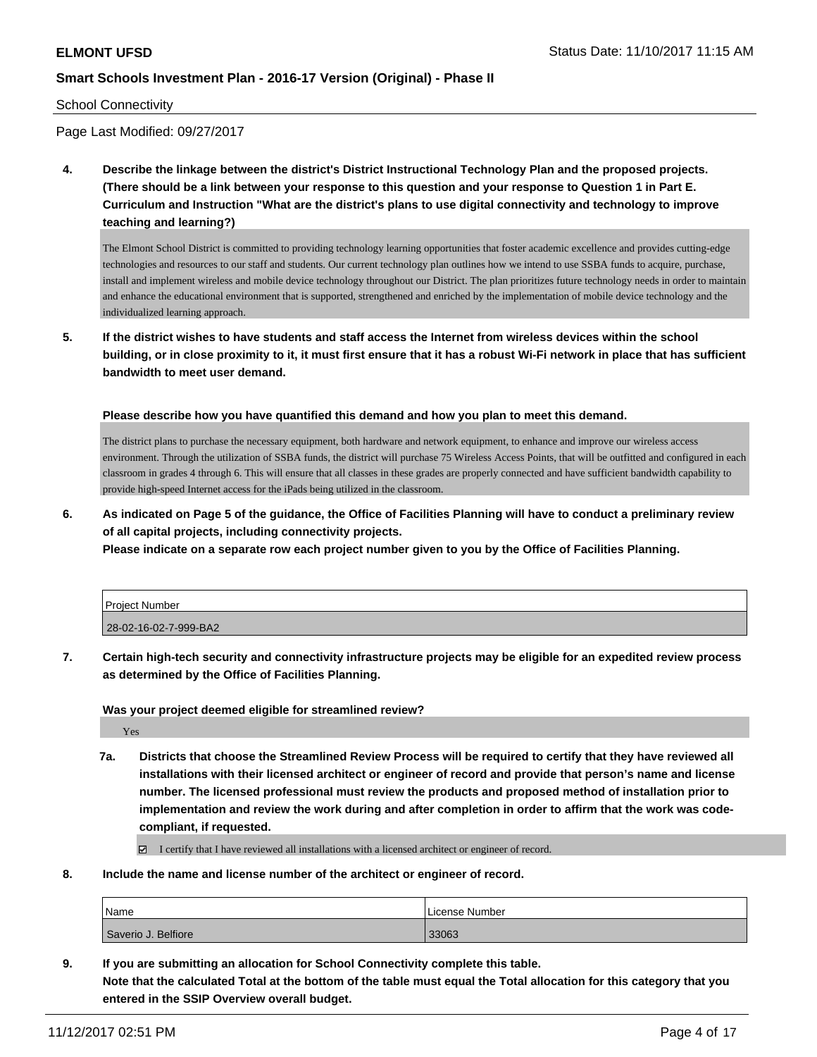School Connectivity

Page Last Modified: 09/27/2017

**4. Describe the linkage between the district's District Instructional Technology Plan and the proposed projects. (There should be a link between your response to this question and your response to Question 1 in Part E. Curriculum and Instruction "What are the district's plans to use digital connectivity and technology to improve teaching and learning?)**

The Elmont School District is committed to providing technology learning opportunities that foster academic excellence and provides cutting-edge technologies and resources to our staff and students. Our current technology plan outlines how we intend to use SSBA funds to acquire, purchase, install and implement wireless and mobile device technology throughout our District. The plan prioritizes future technology needs in order to maintain and enhance the educational environment that is supported, strengthened and enriched by the implementation of mobile device technology and the individualized learning approach.

**5. If the district wishes to have students and staff access the Internet from wireless devices within the school building, or in close proximity to it, it must first ensure that it has a robust Wi-Fi network in place that has sufficient bandwidth to meet user demand.**

**Please describe how you have quantified this demand and how you plan to meet this demand.**

The district plans to purchase the necessary equipment, both hardware and network equipment, to enhance and improve our wireless access environment. Through the utilization of SSBA funds, the district will purchase 75 Wireless Access Points, that will be outfitted and configured in each classroom in grades 4 through 6. This will ensure that all classes in these grades are properly connected and have sufficient bandwidth capability to provide high-speed Internet access for the iPads being utilized in the classroom.

**6. As indicated on Page 5 of the guidance, the Office of Facilities Planning will have to conduct a preliminary review of all capital projects, including connectivity projects.**
**Please indicate on a separate row each project number given to you by the Office of Facilities Planning.**

| Project Number |
| --- |
| 28-02-16-02-7-999-BA2 |

**7. Certain high-tech security and connectivity infrastructure projects may be eligible for an expedited review process as determined by the Office of Facilities Planning.**

**Was your project deemed eligible for streamlined review?**

Yes

**7a. Districts that choose the Streamlined Review Process will be required to certify that they have reviewed all installations with their licensed architect or engineer of record and provide that person's name and license number. The licensed professional must review the products and proposed method of installation prior to implementation and review the work during and after completion in order to affirm that the work was code-compliant, if requested.**

☑ I certify that I have reviewed all installations with a licensed architect or engineer of record.

**8. Include the name and license number of the architect or engineer of record.**

| Name | License Number |
| --- | --- |
| Saverio J. Belfiore | 33063 |

**9. If you are submitting an allocation for School Connectivity complete this table.**
**Note that the calculated Total at the bottom of the table must equal the Total allocation for this category that you entered in the SSIP Overview overall budget.**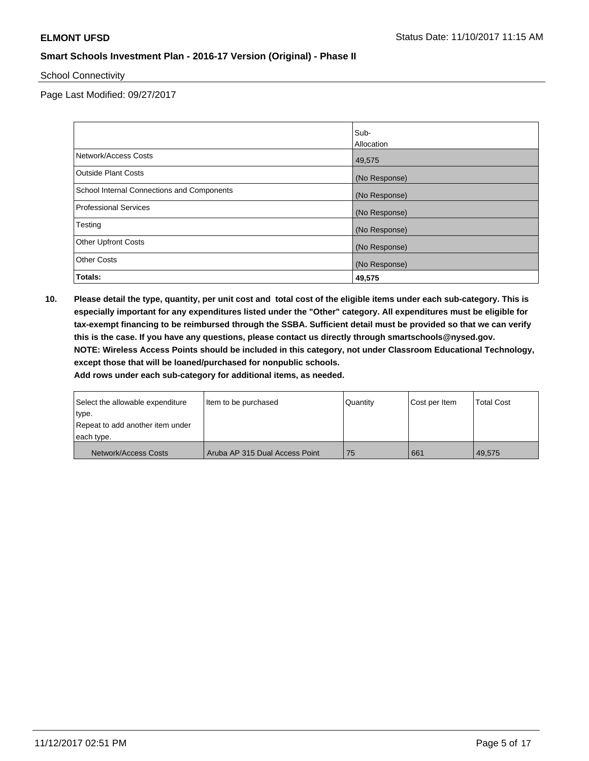School Connectivity

Page Last Modified: 09/27/2017

| | Sub-Allocation |
|---|---|
| Network/Access Costs | 49,575 |
| Outside Plant Costs | (No Response) |
| School Internal Connections and Components | (No Response) |
| Professional Services | (No Response) |
| Testing | (No Response) |
| Other Upfront Costs | (No Response) |
| Other Costs | (No Response) |
| **Totals:** | **49,575** |

**10. Please detail the type, quantity, per unit cost and total cost of the eligible items under each sub-category. This is especially important for any expenditures listed under the "Other" category. All expenditures must be eligible for tax-exempt financing to be reimbursed through the SSBA. Sufficient detail must be provided so that we can verify this is the case. If you have any questions, please contact us directly through smartschools@nysed.gov.**
**NOTE: Wireless Access Points should be included in this category, not under Classroom Educational Technology, except those that will be loaned/purchased for nonpublic schools.**
**Add rows under each sub-category for additional items, as needed.**

| Select the allowable expenditure type. Repeat to add another item under each type. | Item to be purchased | Quantity | Cost per Item | Total Cost |
|---|---|---|---|---|
| Network/Access Costs | Aruba AP 315 Dual Access Point | 75 | 661 | 49,575 |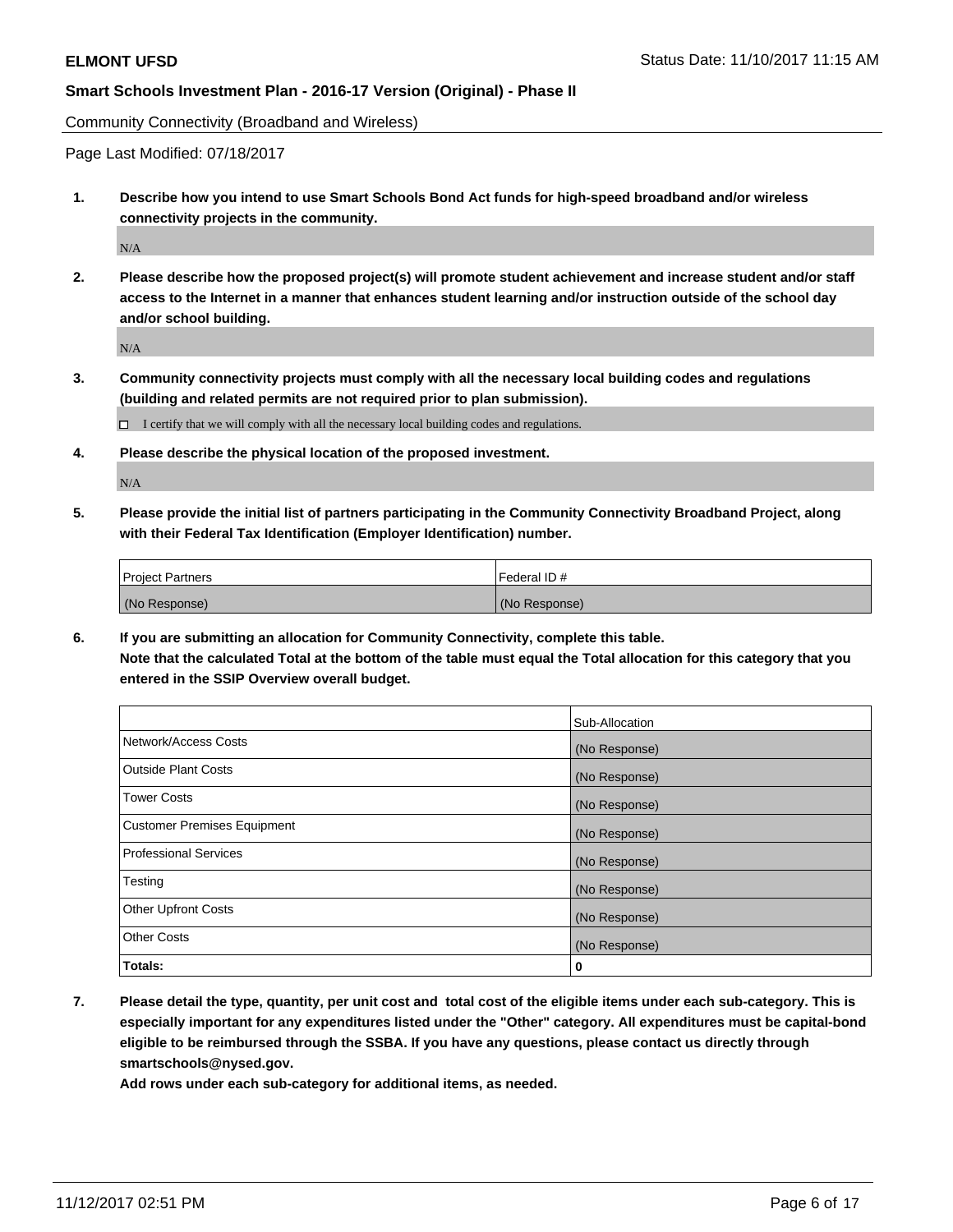Community Connectivity (Broadband and Wireless)

Page Last Modified: 07/18/2017

**1. Describe how you intend to use Smart Schools Bond Act funds for high-speed broadband and/or wireless connectivity projects in the community.**

N/A

**2. Please describe how the proposed project(s) will promote student achievement and increase student and/or staff access to the Internet in a manner that enhances student learning and/or instruction outside of the school day and/or school building.**

N/A

**3. Community connectivity projects must comply with all the necessary local building codes and regulations (building and related permits are not required prior to plan submission).**

☐ I certify that we will comply with all the necessary local building codes and regulations.

**4. Please describe the physical location of the proposed investment.**

N/A

**5. Please provide the initial list of partners participating in the Community Connectivity Broadband Project, along with their Federal Tax Identification (Employer Identification) number.**

| Project Partners | Federal ID # |
|---|---|
| (No Response) | (No Response) |

**6. If you are submitting an allocation for Community Connectivity, complete this table. Note that the calculated Total at the bottom of the table must equal the Total allocation for this category that you entered in the SSIP Overview overall budget.**

| | Sub-Allocation |
|---|---|
| Network/Access Costs | (No Response) |
| Outside Plant Costs | (No Response) |
| Tower Costs | (No Response) |
| Customer Premises Equipment | (No Response) |
| Professional Services | (No Response) |
| Testing | (No Response) |
| Other Upfront Costs | (No Response) |
| Other Costs | (No Response) |
| **Totals:** | **0** |

**7. Please detail the type, quantity, per unit cost and total cost of the eligible items under each sub-category. This is especially important for any expenditures listed under the "Other" category. All expenditures must be capital-bond eligible to be reimbursed through the SSBA. If you have any questions, please contact us directly through smartschools@nysed.gov.**

**Add rows under each sub-category for additional items, as needed.**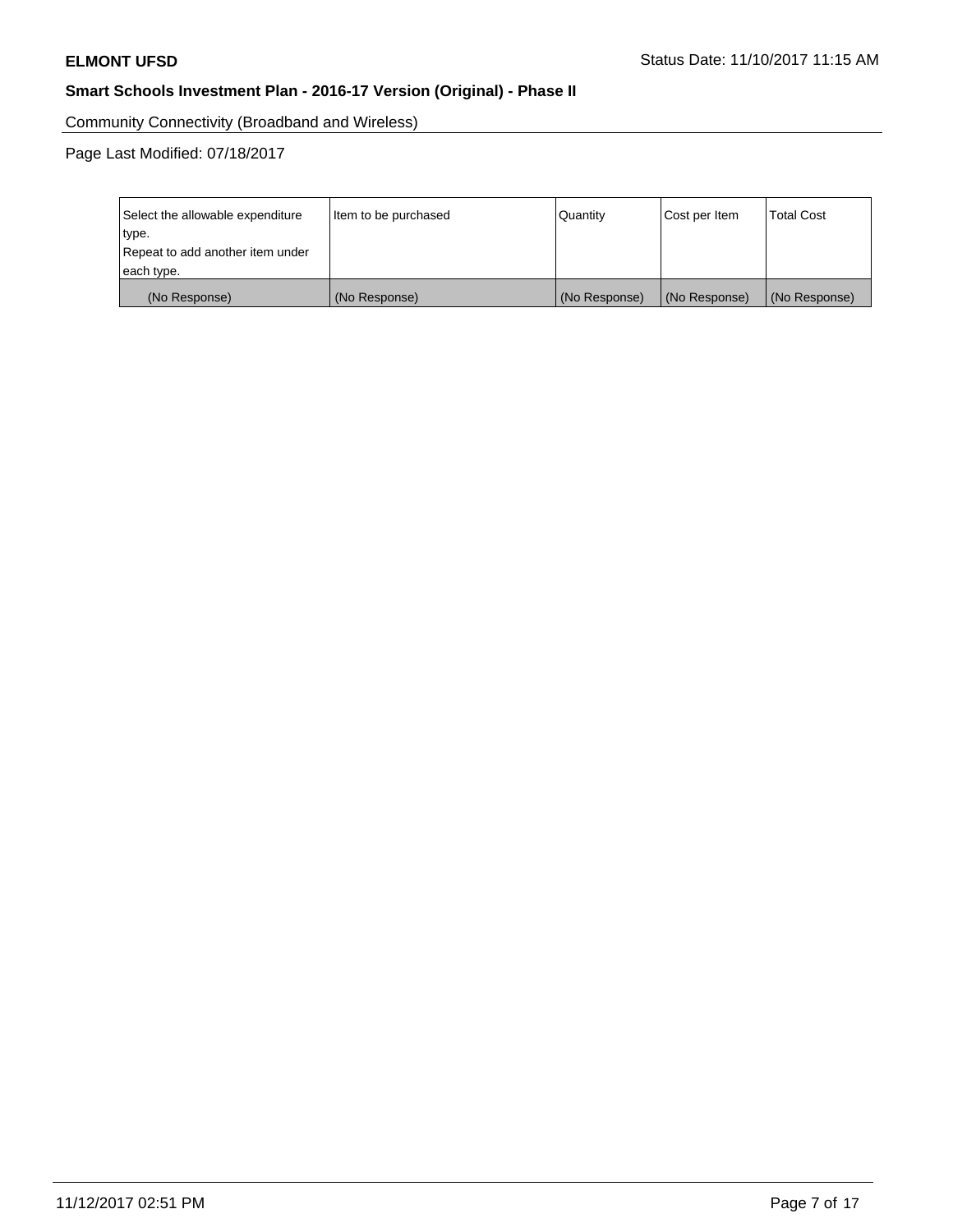Community Connectivity (Broadband and Wireless)

Page Last Modified: 07/18/2017

| Select the allowable expenditure type. Repeat to add another item under each type. | Item to be purchased | Quantity | Cost per Item | Total Cost |
| --- | --- | --- | --- | --- |
| (No Response) | (No Response) | (No Response) | (No Response) | (No Response) |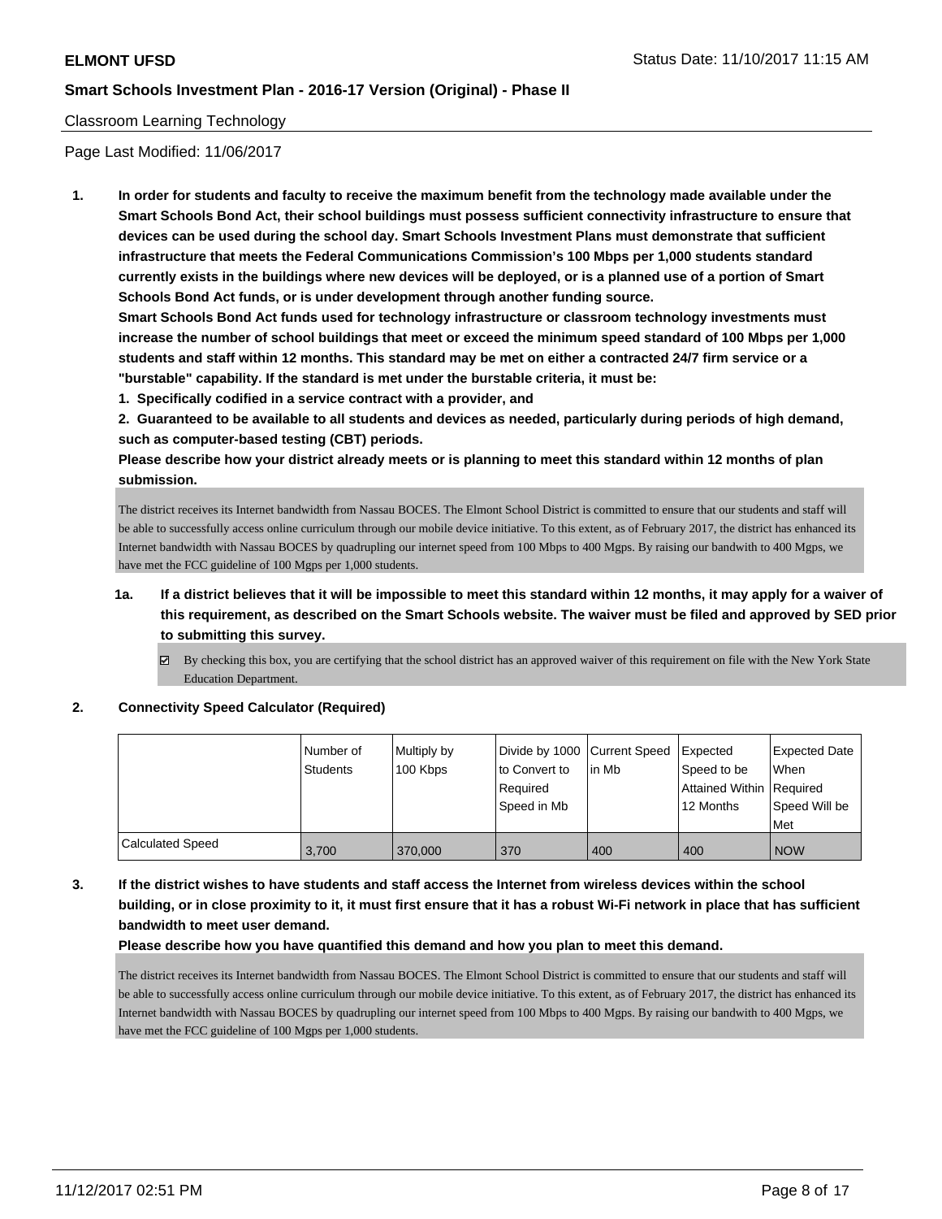Classroom Learning Technology

Page Last Modified: 11/06/2017

1. **In order for students and faculty to receive the maximum benefit from the technology made available under the Smart Schools Bond Act, their school buildings must possess sufficient connectivity infrastructure to ensure that devices can be used during the school day. Smart Schools Investment Plans must demonstrate that sufficient infrastructure that meets the Federal Communications Commission's 100 Mbps per 1,000 students standard currently exists in the buildings where new devices will be deployed, or is a planned use of a portion of Smart Schools Bond Act funds, or is under development through another funding source.**

   **Smart Schools Bond Act funds used for technology infrastructure or classroom technology investments must increase the number of school buildings that meet or exceed the minimum speed standard of 100 Mbps per 1,000 students and staff within 12 months. This standard may be met on either a contracted 24/7 firm service or a "burstable" capability. If the standard is met under the burstable criteria, it must be:**

   **1. Specifically codified in a service contract with a provider, and**

   **2. Guaranteed to be available to all students and devices as needed, particularly during periods of high demand, such as computer-based testing (CBT) periods.**

   **Please describe how your district already meets or is planning to meet this standard within 12 months of plan submission.**

   The district receives its Internet bandwidth from Nassau BOCES. The Elmont School District is committed to ensure that our students and staff will be able to successfully access online curriculum through our mobile device initiative. To this extent, as of February 2017, the district has enhanced its Internet bandwidth with Nassau BOCES by quadrupling our internet speed from 100 Mbps to 400 Mgps. By raising our bandwith to 400 Mgps, we have met the FCC guideline of 100 Mgps per 1,000 students.

   1a. **If a district believes that it will be impossible to meet this standard within 12 months, it may apply for a waiver of this requirement, as described on the Smart Schools website. The waiver must be filed and approved by SED prior to submitting this survey.**

   - [x] By checking this box, you are certifying that the school district has an approved waiver of this requirement on file with the New York State Education Department.

2. **Connectivity Speed Calculator (Required)**

| | Number of Students | Multiply by 100 Kbps | Divide by 1000 to Convert to Required Speed in Mb | Current Speed in Mb | Expected Speed to be Attained Within 12 Months | Expected Date When Required Speed Will be Met |
|---|---|---|---|---|---|---|
| Calculated Speed | 3,700 | 370,000 | 370 | 400 | 400 | NOW |

3. **If the district wishes to have students and staff access the Internet from wireless devices within the school building, or in close proximity to it, it must first ensure that it has a robust Wi-Fi network in place that has sufficient bandwidth to meet user demand.**

   **Please describe how you have quantified this demand and how you plan to meet this demand.**

   The district receives its Internet bandwidth from Nassau BOCES. The Elmont School District is committed to ensure that our students and staff will be able to successfully access online curriculum through our mobile device initiative. To this extent, as of February 2017, the district has enhanced its Internet bandwidth with Nassau BOCES by quadrupling our internet speed from 100 Mbps to 400 Mgps. By raising our bandwith to 400 Mgps, we have met the FCC guideline of 100 Mgps per 1,000 students.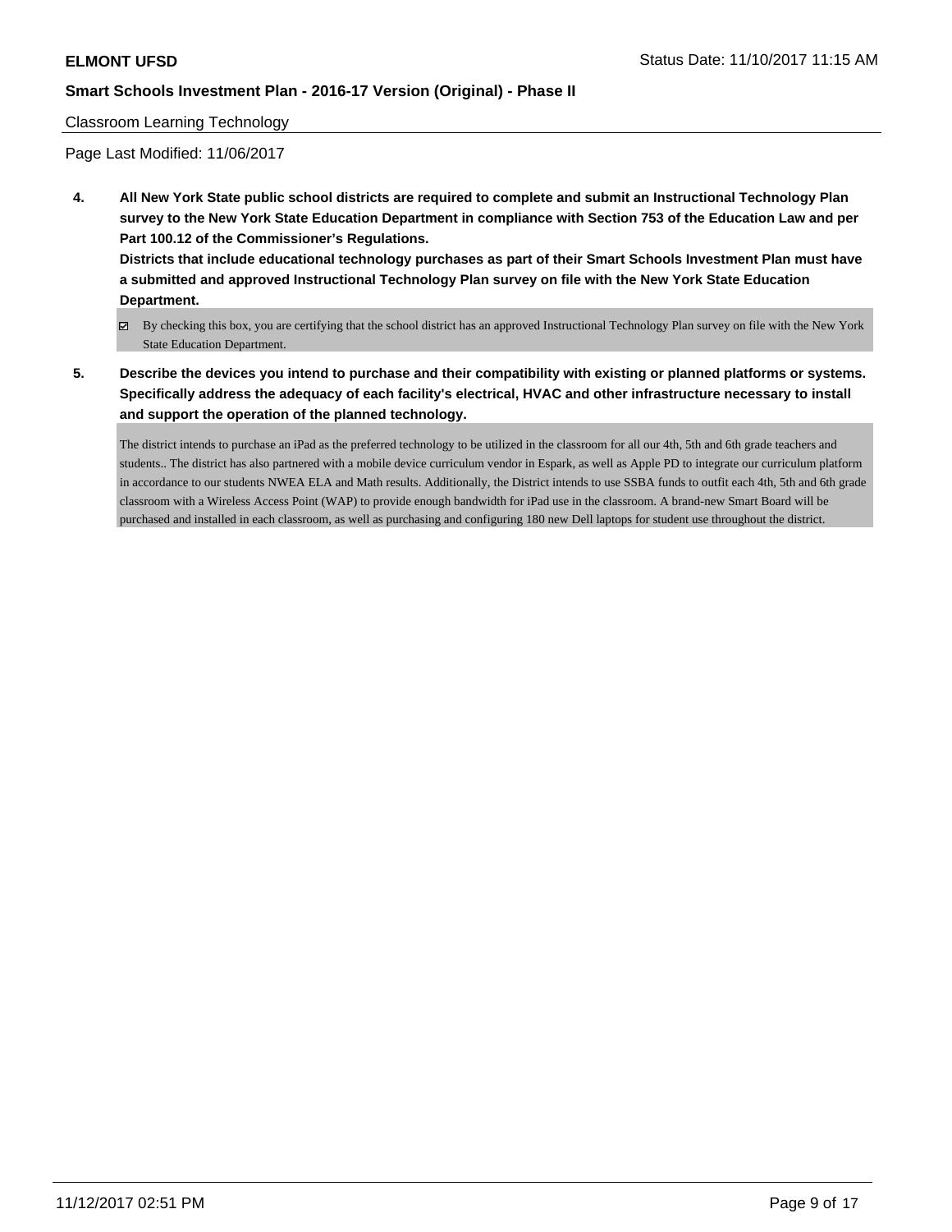Classroom Learning Technology

Page Last Modified: 11/06/2017

**4. All New York State public school districts are required to complete and submit an Instructional Technology Plan survey to the New York State Education Department in compliance with Section 753 of the Education Law and per Part 100.12 of the Commissioner's Regulations.**

**Districts that include educational technology purchases as part of their Smart Schools Investment Plan must have a submitted and approved Instructional Technology Plan survey on file with the New York State Education Department.**

☑ By checking this box, you are certifying that the school district has an approved Instructional Technology Plan survey on file with the New York State Education Department.

**5. Describe the devices you intend to purchase and their compatibility with existing or planned platforms or systems. Specifically address the adequacy of each facility's electrical, HVAC and other infrastructure necessary to install and support the operation of the planned technology.**

The district intends to purchase an iPad as the preferred technology to be utilized in the classroom for all our 4th, 5th and 6th grade teachers and students.. The district has also partnered with a mobile device curriculum vendor in Espark, as well as Apple PD to integrate our curriculum platform in accordance to our students NWEA ELA and Math results. Additionally, the District intends to use SSBA funds to outfit each 4th, 5th and 6th grade classroom with a Wireless Access Point (WAP) to provide enough bandwidth for iPad use in the classroom. A brand-new Smart Board will be purchased and installed in each classroom, as well as purchasing and configuring 180 new Dell laptops for student use throughout the district.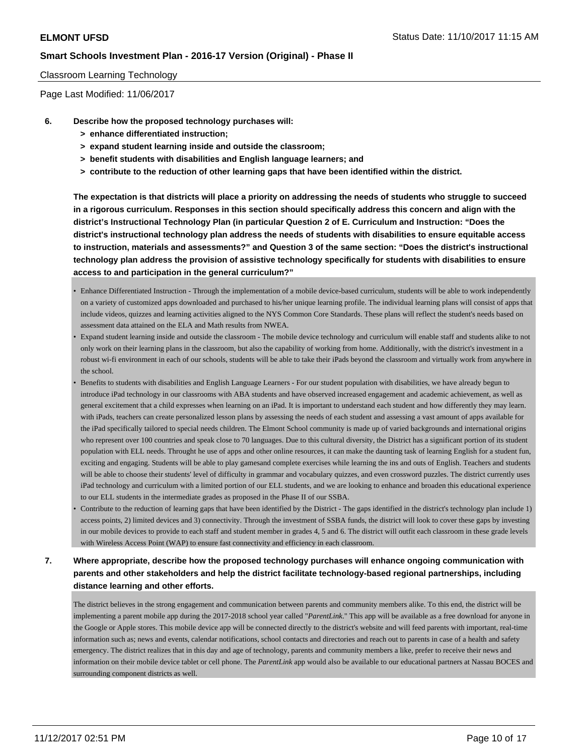Classroom Learning Technology

Page Last Modified: 11/06/2017

**6. Describe how the proposed technology purchases will:**

**> enhance differentiated instruction;**

**> expand student learning inside and outside the classroom;**

**> benefit students with disabilities and English language learners; and**

**> contribute to the reduction of other learning gaps that have been identified within the district.**

**The expectation is that districts will place a priority on addressing the needs of students who struggle to succeed in a rigorous curriculum. Responses in this section should specifically address this concern and align with the district's Instructional Technology Plan (in particular Question 2 of E. Curriculum and Instruction: "Does the district's instructional technology plan address the needs of students with disabilities to ensure equitable access to instruction, materials and assessments?" and Question 3 of the same section: "Does the district's instructional technology plan address the provision of assistive technology specifically for students with disabilities to ensure access to and participation in the general curriculum?"**

- Enhance Differentiated Instruction - Through the implementation of a mobile device-based curriculum, students will be able to work independently on a variety of customized apps downloaded and purchased to his/her unique learning profile. The individual learning plans will consist of apps that include videos, quizzes and learning activities aligned to the NYS Common Core Standards. These plans will reflect the student's needs based on assessment data attained on the ELA and Math results from NWEA.
- Expand student learning inside and outside the classroom - The mobile device technology and curriculum will enable staff and students alike to not only work on their learning plans in the classroom, but also the capability of working from home. Additionally, with the district's investment in a robust wi-fi environment in each of our schools, students will be able to take their iPads beyond the classroom and virtually work from anywhere in the school.
- Benefits to students with disabilities and English Language Learners - For our student population with disabilities, we have already begun to introduce iPad technology in our classrooms with ABA students and have observed increased engagement and academic achievement, as well as general excitement that a child expresses when learning on an iPad. It is important to understand each student and how differently they may learn. with iPads, teachers can create personalized lesson plans by assessing the needs of each student and assessing a vast amount of apps available for the iPad specifically tailored to special needs children. The Elmont School community is made up of varied backgrounds and international origins who represent over 100 countries and speak close to 70 languages. Due to this cultural diversity, the District has a significant portion of its student population with ELL needs. Throught he use of apps and other online resources, it can make the daunting task of learning English for a student fun, exciting and engaging. Students will be able to play gamesand complete exercises while learning the ins and outs of English. Teachers and students will be able to choose their students' level of difficulty in grammar and vocabulary quizzes, and even crossword puzzles. The district currently uses iPad technology and curriculum with a limited portion of our ELL students, and we are looking to enhance and broaden this educational experience to our ELL students in the intermediate grades as proposed in the Phase II of our SSBA.
- Contribute to the reduction of learning gaps that have been identified by the District - The gaps identified in the district's technology plan include 1) access points, 2) limited devices and 3) connectivity. Through the investment of SSBA funds, the district will look to cover these gaps by investing in our mobile devices to provide to each staff and student member in grades 4, 5 and 6. The district will outfit each classroom in these grade levels with Wireless Access Point (WAP) to ensure fast connectivity and efficiency in each classroom.

**7. Where appropriate, describe how the proposed technology purchases will enhance ongoing communication with parents and other stakeholders and help the district facilitate technology-based regional partnerships, including distance learning and other efforts.**

The district believes in the strong engagement and communication between parents and community members alike. To this end, the district will be implementing a parent mobile app during the 2017-2018 school year called "*ParentLink*." This app will be available as a free download for anyone in the Google or Apple stores. This mobile device app will be connected directly to the district's website and will feed parents with important, real-time information such as; news and events, calendar notifications, school contacts and directories and reach out to parents in case of a health and safety emergency. The district realizes that in this day and age of technology, parents and community members a like, prefer to receive their news and information on their mobile device tablet or cell phone. The *ParentLink* app would also be available to our educational partners at Nassau BOCES and surrounding component districts as well.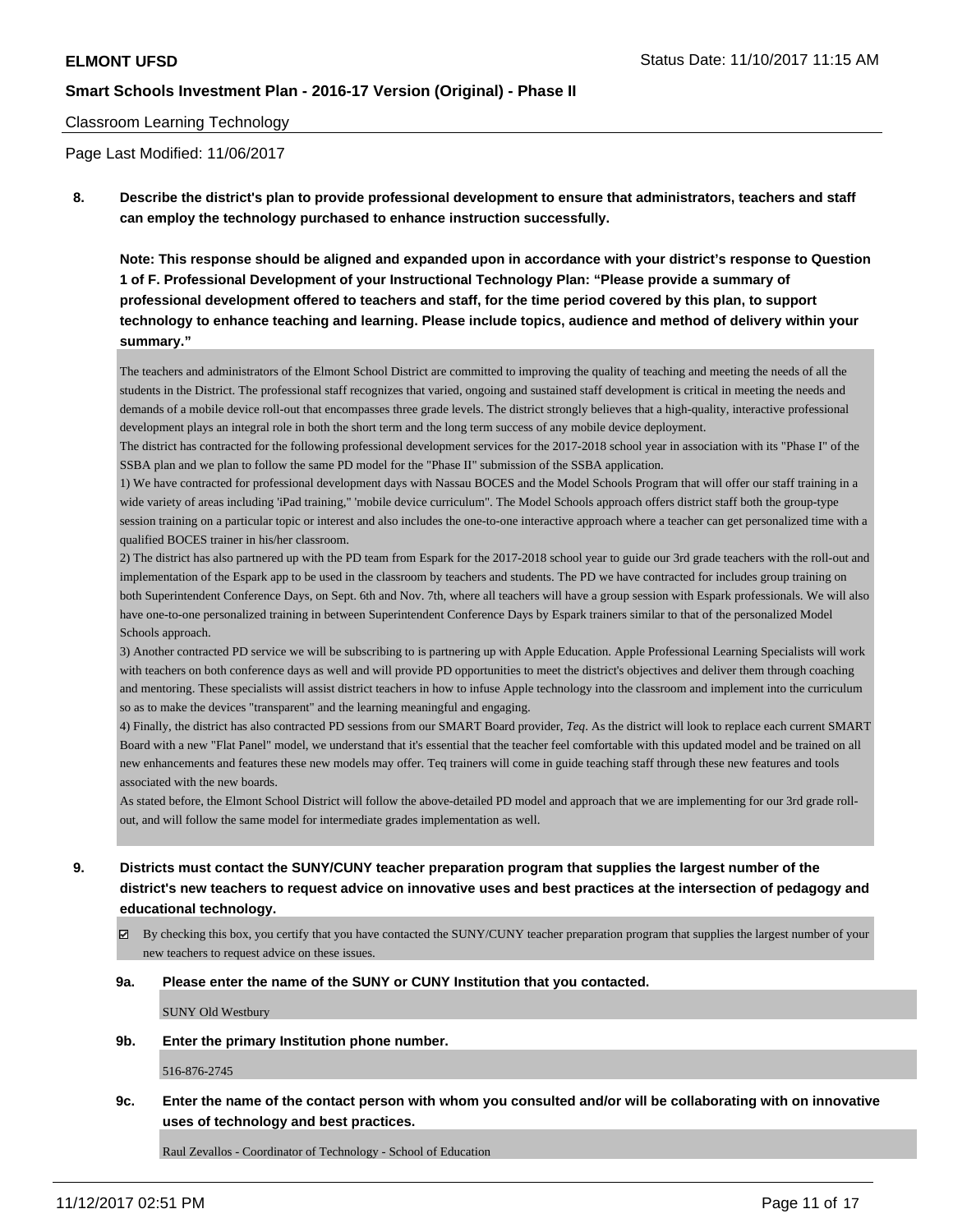Classroom Learning Technology

Page Last Modified: 11/06/2017

**8. Describe the district's plan to provide professional development to ensure that administrators, teachers and staff can employ the technology purchased to enhance instruction successfully.**

**Note: This response should be aligned and expanded upon in accordance with your district's response to Question 1 of F. Professional Development of your Instructional Technology Plan: "Please provide a summary of professional development offered to teachers and staff, for the time period covered by this plan, to support technology to enhance teaching and learning. Please include topics, audience and method of delivery within your summary."**

The teachers and administrators of the Elmont School District are committed to improving the quality of teaching and meeting the needs of all the students in the District. The professional staff recognizes that varied, ongoing and sustained staff development is critical in meeting the needs and demands of a mobile device roll-out that encompasses three grade levels. The district strongly believes that a high-quality, interactive professional development plays an integral role in both the short term and the long term success of any mobile device deployment.

The district has contracted for the following professional development services for the 2017-2018 school year in association with its "Phase I" of the SSBA plan and we plan to follow the same PD model for the "Phase II" submission of the SSBA application.

1) We have contracted for professional development days with Nassau BOCES and the Model Schools Program that will offer our staff training in a wide variety of areas including 'iPad training," 'mobile device curriculum". The Model Schools approach offers district staff both the group-type session training on a particular topic or interest and also includes the one-to-one interactive approach where a teacher can get personalized time with a qualified BOCES trainer in his/her classroom.

2) The district has also partnered up with the PD team from Espark for the 2017-2018 school year to guide our 3rd grade teachers with the roll-out and implementation of the Espark app to be used in the classroom by teachers and students. The PD we have contracted for includes group training on both Superintendent Conference Days, on Sept. 6th and Nov. 7th, where all teachers will have a group session with Espark professionals. We will also have one-to-one personalized training in between Superintendent Conference Days by Espark trainers similar to that of the personalized Model Schools approach.

3) Another contracted PD service we will be subscribing to is partnering up with Apple Education. Apple Professional Learning Specialists will work with teachers on both conference days as well and will provide PD opportunities to meet the district's objectives and deliver them through coaching and mentoring. These specialists will assist district teachers in how to infuse Apple technology into the classroom and implement into the curriculum so as to make the devices "transparent" and the learning meaningful and engaging.

4) Finally, the district has also contracted PD sessions from our SMART Board provider, *Teq*. As the district will look to replace each current SMART Board with a new "Flat Panel" model, we understand that it's essential that the teacher feel comfortable with this updated model and be trained on all new enhancements and features these new models may offer. Teq trainers will come in guide teaching staff through these new features and tools associated with the new boards.

As stated before, the Elmont School District will follow the above-detailed PD model and approach that we are implementing for our 3rd grade roll-out, and will follow the same model for intermediate grades implementation as well.

**9. Districts must contact the SUNY/CUNY teacher preparation program that supplies the largest number of the district's new teachers to request advice on innovative uses and best practices at the intersection of pedagogy and educational technology.**

☑ By checking this box, you certify that you have contacted the SUNY/CUNY teacher preparation program that supplies the largest number of your new teachers to request advice on these issues.

**9a. Please enter the name of the SUNY or CUNY Institution that you contacted.**

SUNY Old Westbury

**9b. Enter the primary Institution phone number.**

516-876-2745

**9c. Enter the name of the contact person with whom you consulted and/or will be collaborating with on innovative uses of technology and best practices.**

Raul Zevallos - Coordinator of Technology - School of Education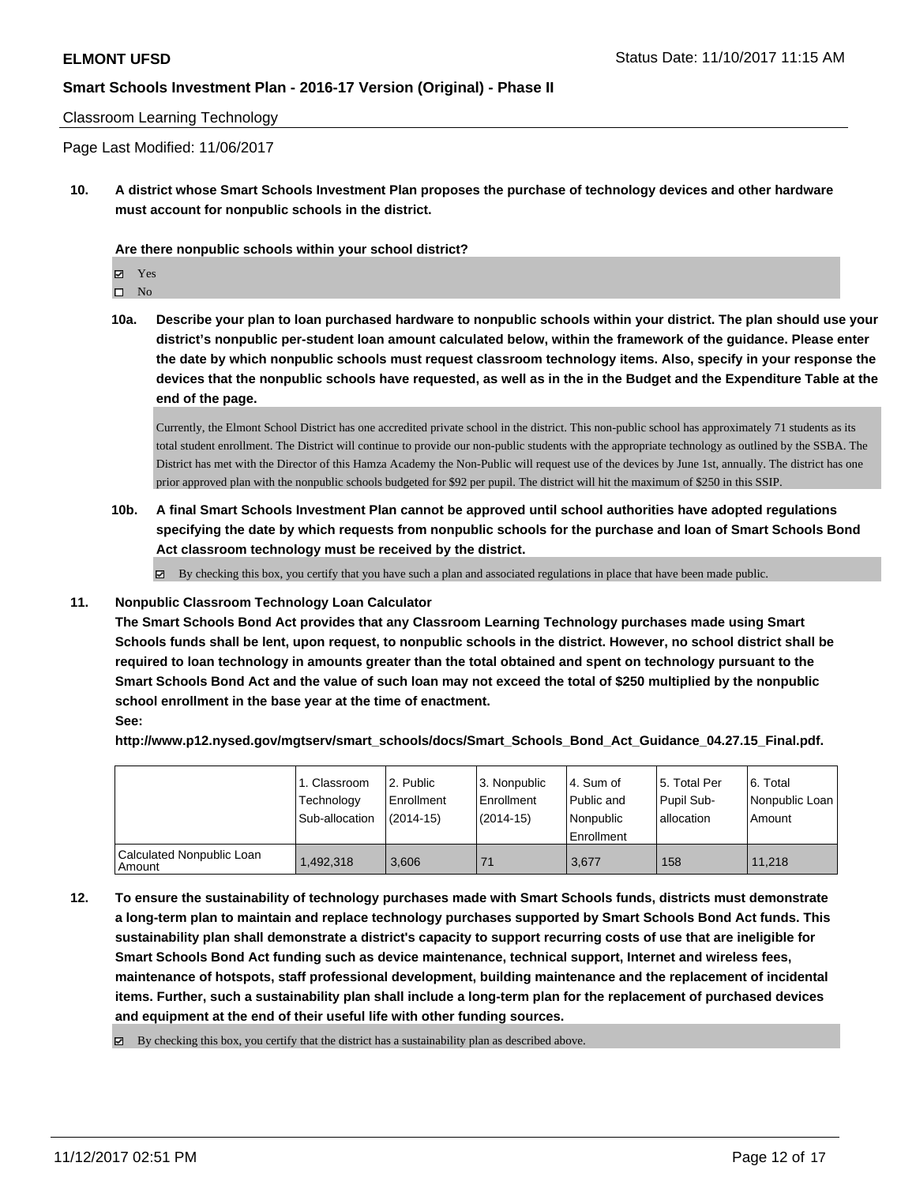Classroom Learning Technology

Page Last Modified: 11/06/2017

**10. A district whose Smart Schools Investment Plan proposes the purchase of technology devices and other hardware must account for nonpublic schools in the district.**

**Are there nonpublic schools within your school district?**

- ☑ Yes
- ☐ No

**10a. Describe your plan to loan purchased hardware to nonpublic schools within your district. The plan should use your district's nonpublic per-student loan amount calculated below, within the framework of the guidance. Please enter the date by which nonpublic schools must request classroom technology items. Also, specify in your response the devices that the nonpublic schools have requested, as well as in the in the Budget and the Expenditure Table at the end of the page.**

Currently, the Elmont School District has one accredited private school in the district. This non-public school has approximately 71 students as its total student enrollment. The District will continue to provide our non-public students with the appropriate technology as outlined by the SSBA. The District has met with the Director of this Hamza Academy the Non-Public will request use of the devices by June 1st, annually. The district has one prior approved plan with the nonpublic schools budgeted for $92 per pupil. The district will hit the maximum of $250 in this SSIP.

**10b. A final Smart Schools Investment Plan cannot be approved until school authorities have adopted regulations specifying the date by which requests from nonpublic schools for the purchase and loan of Smart Schools Bond Act classroom technology must be received by the district.**

☑ By checking this box, you certify that you have such a plan and associated regulations in place that have been made public.

**11. Nonpublic Classroom Technology Loan Calculator**

**The Smart Schools Bond Act provides that any Classroom Learning Technology purchases made using Smart Schools funds shall be lent, upon request, to nonpublic schools in the district. However, no school district shall be required to loan technology in amounts greater than the total obtained and spent on technology pursuant to the Smart Schools Bond Act and the value of such loan may not exceed the total of $250 multiplied by the nonpublic school enrollment in the base year at the time of enactment.**

**See:**

**http://www.p12.nysed.gov/mgtserv/smart_schools/docs/Smart_Schools_Bond_Act_Guidance_04.27.15_Final.pdf.**

| | 1. Classroom Technology Sub-allocation | 2. Public Enrollment (2014-15) | 3. Nonpublic Enrollment (2014-15) | 4. Sum of Public and Nonpublic Enrollment | 5. Total Per Pupil Sub-allocation | 6. Total Nonpublic Loan Amount |
|---|---|---|---|---|---|---|
| Calculated Nonpublic Loan Amount | 1,492,318 | 3,606 | 71 | 3,677 | 158 | 11,218 |

**12. To ensure the sustainability of technology purchases made with Smart Schools funds, districts must demonstrate a long-term plan to maintain and replace technology purchases supported by Smart Schools Bond Act funds. This sustainability plan shall demonstrate a district's capacity to support recurring costs of use that are ineligible for Smart Schools Bond Act funding such as device maintenance, technical support, Internet and wireless fees, maintenance of hotspots, staff professional development, building maintenance and the replacement of incidental items. Further, such a sustainability plan shall include a long-term plan for the replacement of purchased devices and equipment at the end of their useful life with other funding sources.**

☑ By checking this box, you certify that the district has a sustainability plan as described above.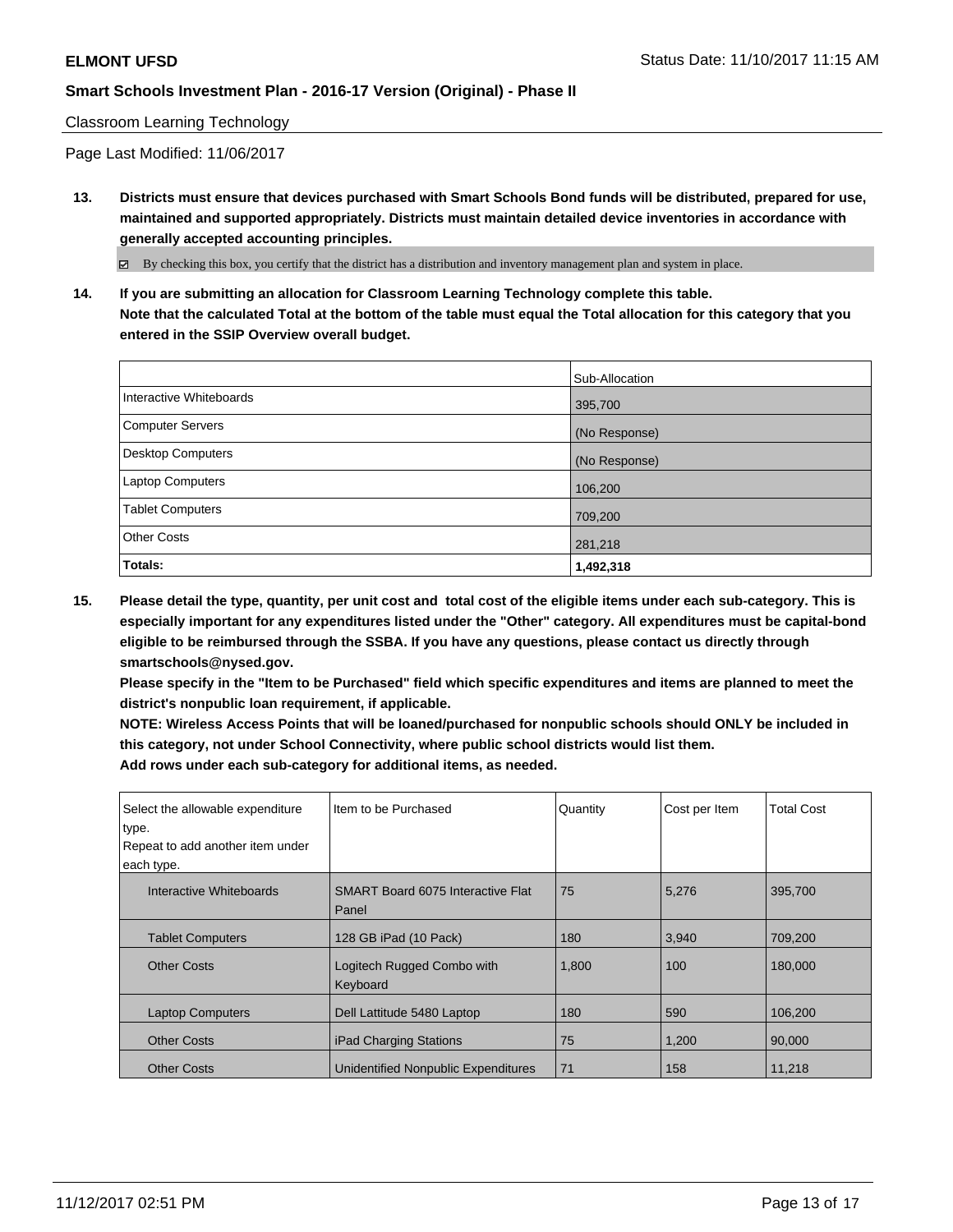Classroom Learning Technology

Page Last Modified: 11/06/2017

**13. Districts must ensure that devices purchased with Smart Schools Bond funds will be distributed, prepared for use, maintained and supported appropriately. Districts must maintain detailed device inventories in accordance with generally accepted accounting principles.**

☑ By checking this box, you certify that the district has a distribution and inventory management plan and system in place.

**14. If you are submitting an allocation for Classroom Learning Technology complete this table.**
**Note that the calculated Total at the bottom of the table must equal the Total allocation for this category that you entered in the SSIP Overview overall budget.**

| | Sub-Allocation |
|---|---|
| Interactive Whiteboards | 395,700 |
| Computer Servers | (No Response) |
| Desktop Computers | (No Response) |
| Laptop Computers | 106,200 |
| Tablet Computers | 709,200 |
| Other Costs | 281,218 |
| **Totals:** | **1,492,318** |

**15. Please detail the type, quantity, per unit cost and total cost of the eligible items under each sub-category. This is especially important for any expenditures listed under the "Other" category. All expenditures must be capital-bond eligible to be reimbursed through the SSBA. If you have any questions, please contact us directly through smartschools@nysed.gov.**
**Please specify in the "Item to be Purchased" field which specific expenditures and items are planned to meet the district's nonpublic loan requirement, if applicable.**
**NOTE: Wireless Access Points that will be loaned/purchased for nonpublic schools should ONLY be included in this category, not under School Connectivity, where public school districts would list them.**
**Add rows under each sub-category for additional items, as needed.**

| Select the allowable expenditure type. Repeat to add another item under each type. | Item to be Purchased | Quantity | Cost per Item | Total Cost |
|---|---|---|---|---|
| Interactive Whiteboards | SMART Board 6075 Interactive Flat Panel | 75 | 5,276 | 395,700 |
| Tablet Computers | 128 GB iPad (10 Pack) | 180 | 3,940 | 709,200 |
| Other Costs | Logitech Rugged Combo with Keyboard | 1,800 | 100 | 180,000 |
| Laptop Computers | Dell Lattitude 5480 Laptop | 180 | 590 | 106,200 |
| Other Costs | iPad Charging Stations | 75 | 1,200 | 90,000 |
| Other Costs | Unidentified Nonpublic Expenditures | 71 | 158 | 11,218 |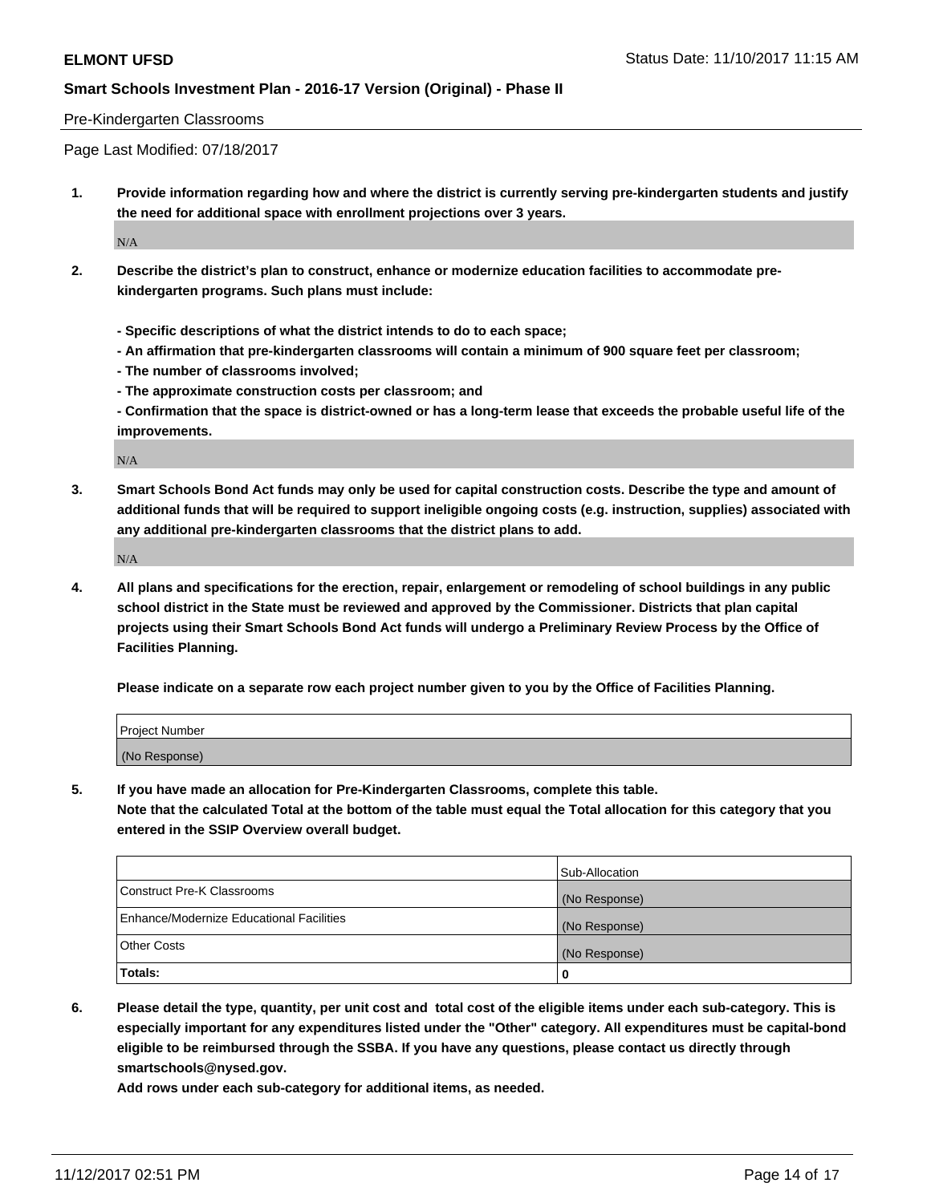Pre-Kindergarten Classrooms

Page Last Modified: 07/18/2017

**1. Provide information regarding how and where the district is currently serving pre-kindergarten students and justify the need for additional space with enrollment projections over 3 years.**

N/A

**2. Describe the district's plan to construct, enhance or modernize education facilities to accommodate pre-kindergarten programs. Such plans must include:**

**- Specific descriptions of what the district intends to do to each space;**
**- An affirmation that pre-kindergarten classrooms will contain a minimum of 900 square feet per classroom;**
**- The number of classrooms involved;**
**- The approximate construction costs per classroom; and**
**- Confirmation that the space is district-owned or has a long-term lease that exceeds the probable useful life of the improvements.**

N/A

**3. Smart Schools Bond Act funds may only be used for capital construction costs. Describe the type and amount of additional funds that will be required to support ineligible ongoing costs (e.g. instruction, supplies) associated with any additional pre-kindergarten classrooms that the district plans to add.**

N/A

**4. All plans and specifications for the erection, repair, enlargement or remodeling of school buildings in any public school district in the State must be reviewed and approved by the Commissioner. Districts that plan capital projects using their Smart Schools Bond Act funds will undergo a Preliminary Review Process by the Office of Facilities Planning.**

**Please indicate on a separate row each project number given to you by the Office of Facilities Planning.**

| Project Number |
|---|
| (No Response) |

**5. If you have made an allocation for Pre-Kindergarten Classrooms, complete this table.**
**Note that the calculated Total at the bottom of the table must equal the Total allocation for this category that you entered in the SSIP Overview overall budget.**

| | Sub-Allocation |
|---|---|
| Construct Pre-K Classrooms | (No Response) |
| Enhance/Modernize Educational Facilities | (No Response) |
| Other Costs | (No Response) |
| **Totals:** | **0** |

**6. Please detail the type, quantity, per unit cost and total cost of the eligible items under each sub-category. This is especially important for any expenditures listed under the "Other" category. All expenditures must be capital-bond eligible to be reimbursed through the SSBA. If you have any questions, please contact us directly through smartschools@nysed.gov.**

**Add rows under each sub-category for additional items, as needed.**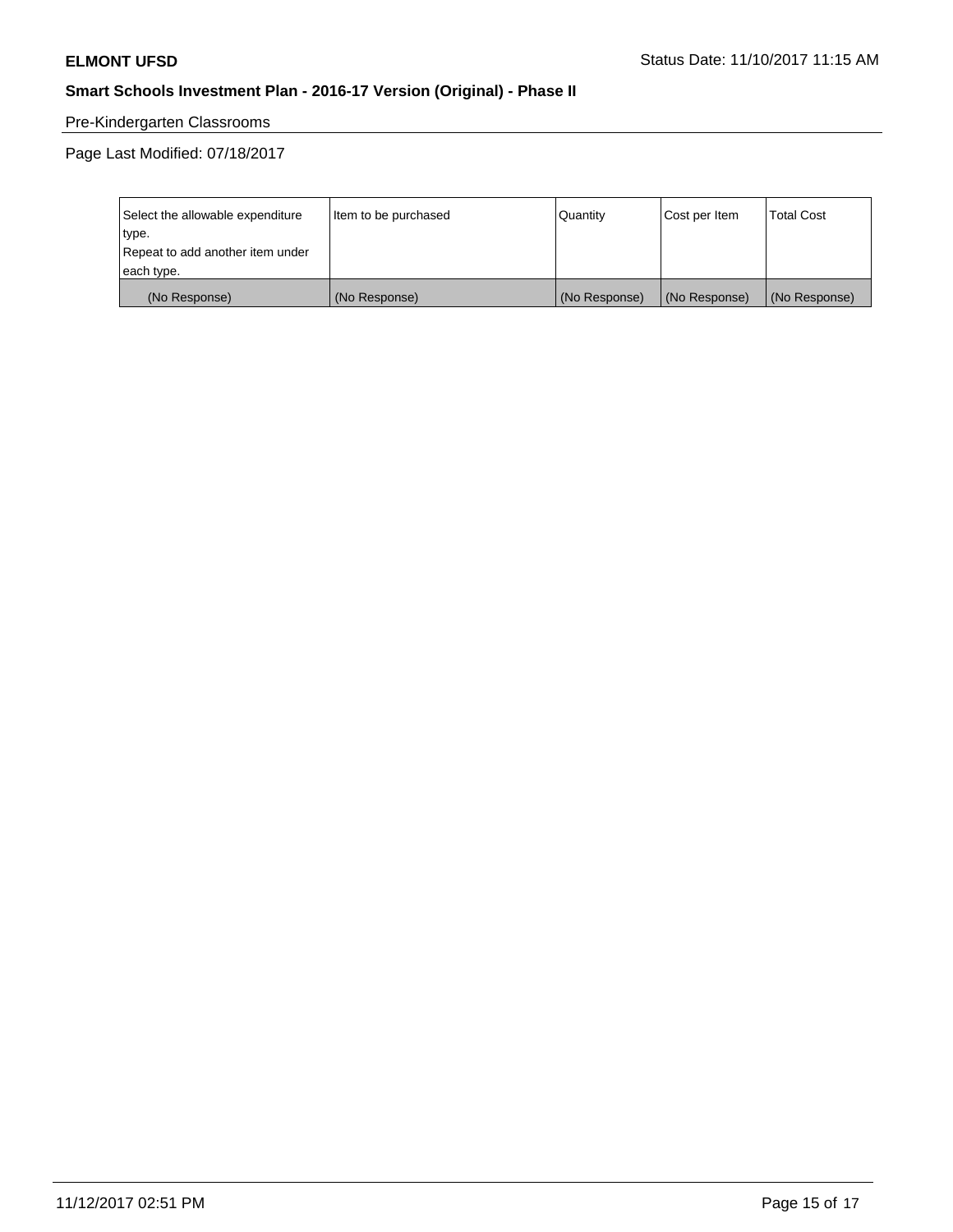## Pre-Kindergarten Classrooms

Page Last Modified: 07/18/2017

| Select the allowable expenditure type. Repeat to add another item under each type. | Item to be purchased | Quantity | Cost per Item | Total Cost |
|---|---|---|---|---|
| (No Response) | (No Response) | (No Response) | (No Response) | (No Response) |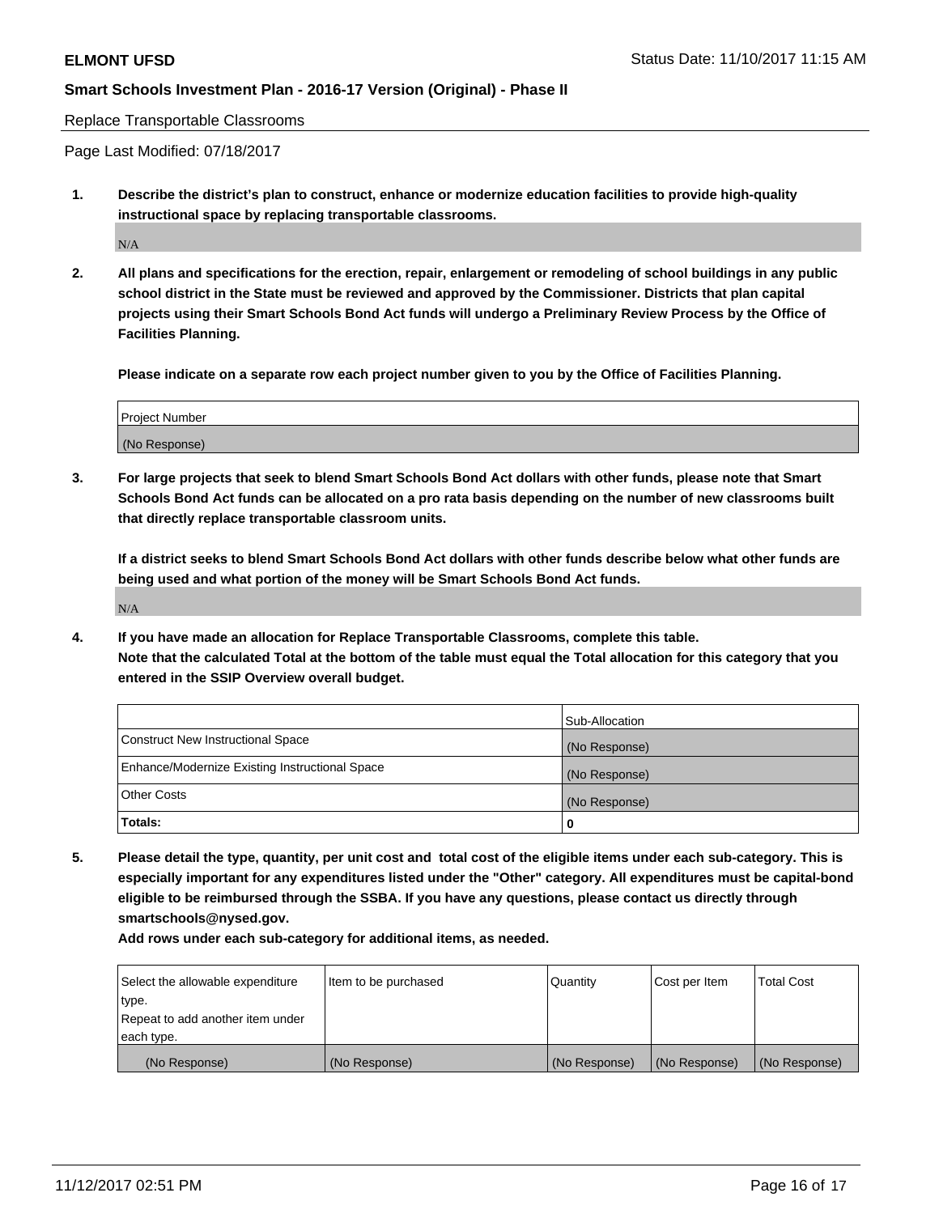Replace Transportable Classrooms

Page Last Modified: 07/18/2017

**1. Describe the district's plan to construct, enhance or modernize education facilities to provide high-quality instructional space by replacing transportable classrooms.**

N/A

**2. All plans and specifications for the erection, repair, enlargement or remodeling of school buildings in any public school district in the State must be reviewed and approved by the Commissioner. Districts that plan capital projects using their Smart Schools Bond Act funds will undergo a Preliminary Review Process by the Office of Facilities Planning.**

**Please indicate on a separate row each project number given to you by the Office of Facilities Planning.**

| Project Number |
| --- |
| (No Response) |

**3. For large projects that seek to blend Smart Schools Bond Act dollars with other funds, please note that Smart Schools Bond Act funds can be allocated on a pro rata basis depending on the number of new classrooms built that directly replace transportable classroom units.**

**If a district seeks to blend Smart Schools Bond Act dollars with other funds describe below what other funds are being used and what portion of the money will be Smart Schools Bond Act funds.**

N/A

**4. If you have made an allocation for Replace Transportable Classrooms, complete this table. Note that the calculated Total at the bottom of the table must equal the Total allocation for this category that you entered in the SSIP Overview overall budget.**

| | Sub-Allocation |
| --- | --- |
| Construct New Instructional Space | (No Response) |
| Enhance/Modernize Existing Instructional Space | (No Response) |
| Other Costs | (No Response) |
| **Totals:** | **0** |

**5. Please detail the type, quantity, per unit cost and total cost of the eligible items under each sub-category. This is especially important for any expenditures listed under the "Other" category. All expenditures must be capital-bond eligible to be reimbursed through the SSBA. If you have any questions, please contact us directly through smartschools@nysed.gov.**

**Add rows under each sub-category for additional items, as needed.**

| Select the allowable expenditure type. Repeat to add another item under each type. | Item to be purchased | Quantity | Cost per Item | Total Cost |
| --- | --- | --- | --- | --- |
| (No Response) | (No Response) | (No Response) | (No Response) | (No Response) |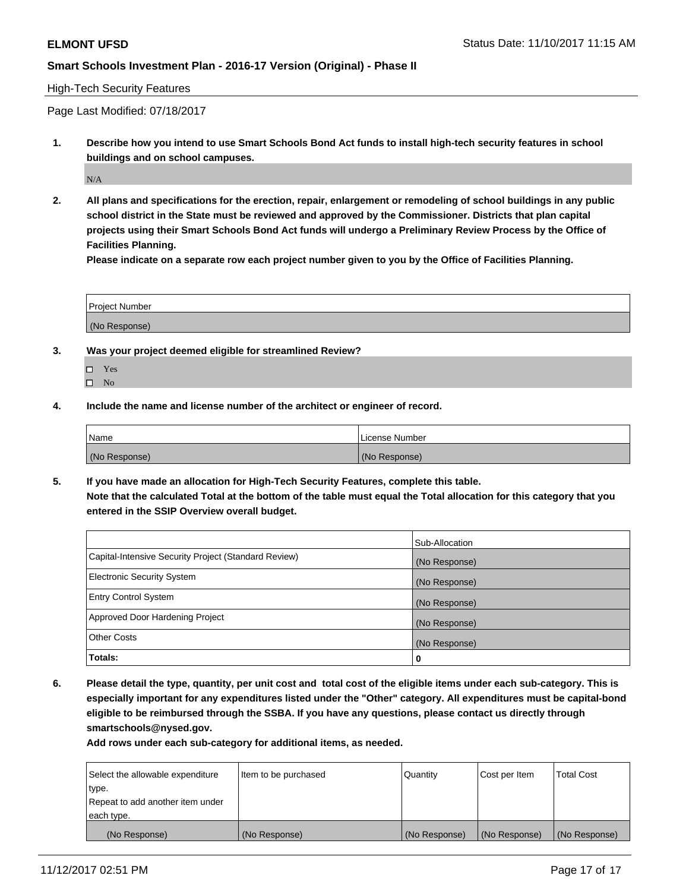High-Tech Security Features

Page Last Modified: 07/18/2017

**1. Describe how you intend to use Smart Schools Bond Act funds to install high-tech security features in school buildings and on school campuses.**

N/A

**2. All plans and specifications for the erection, repair, enlargement or remodeling of school buildings in any public school district in the State must be reviewed and approved by the Commissioner. Districts that plan capital projects using their Smart Schools Bond Act funds will undergo a Preliminary Review Process by the Office of Facilities Planning.**

**Please indicate on a separate row each project number given to you by the Office of Facilities Planning.**

| Project Number |
|---|
| (No Response) |

**3. Was your project deemed eligible for streamlined Review?**

- ☐ Yes
- ☐ No

**4. Include the name and license number of the architect or engineer of record.**

| Name | License Number |
|---|---|
| (No Response) | (No Response) |

**5. If you have made an allocation for High-Tech Security Features, complete this table.**
**Note that the calculated Total at the bottom of the table must equal the Total allocation for this category that you entered in the SSIP Overview overall budget.**

| | Sub-Allocation |
|---|---|
| Capital-Intensive Security Project (Standard Review) | (No Response) |
| Electronic Security System | (No Response) |
| Entry Control System | (No Response) |
| Approved Door Hardening Project | (No Response) |
| Other Costs | (No Response) |
| **Totals:** | **0** |

**6. Please detail the type, quantity, per unit cost and total cost of the eligible items under each sub-category. This is especially important for any expenditures listed under the "Other" category. All expenditures must be capital-bond eligible to be reimbursed through the SSBA. If you have any questions, please contact us directly through smartschools@nysed.gov.**

**Add rows under each sub-category for additional items, as needed.**

| Select the allowable expenditure type. Repeat to add another item under each type. | Item to be purchased | Quantity | Cost per Item | Total Cost |
|---|---|---|---|---|
| (No Response) | (No Response) | (No Response) | (No Response) | (No Response) |